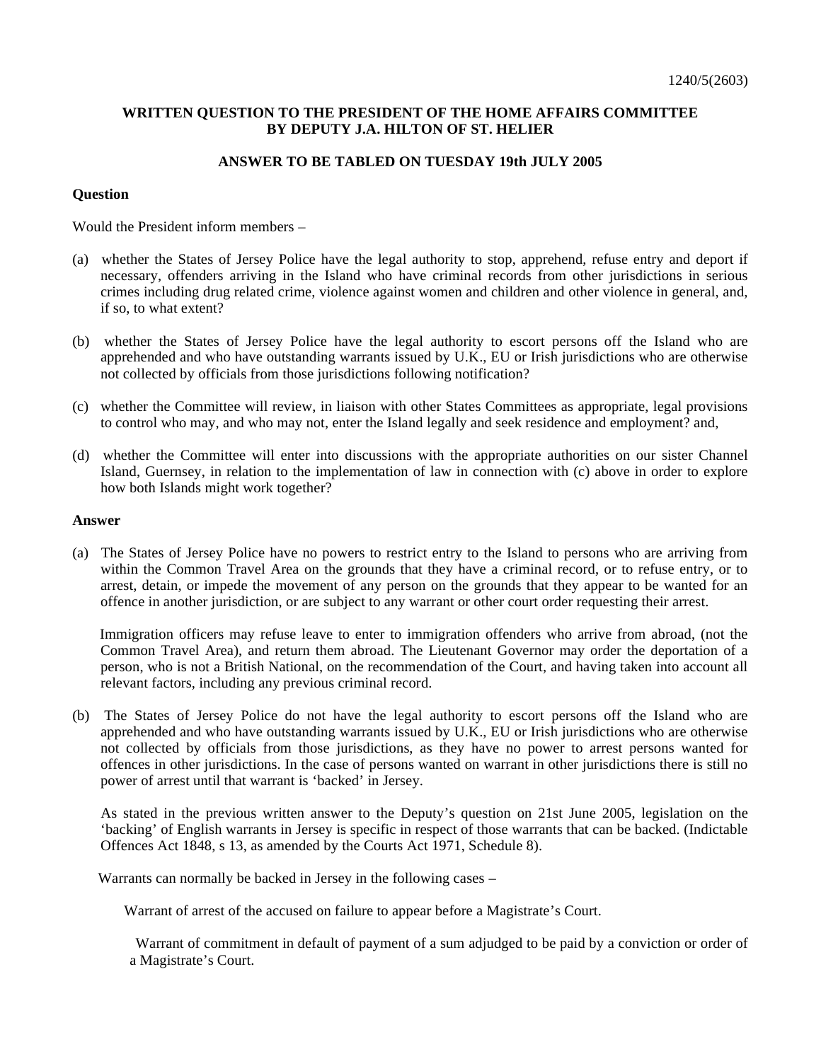1240/5(2603)

**WRITTEN QUESTION TO THE PRESIDENT OF THE HOME AFFAIRS COMMITTEE BY DEPUTY J.A. HILTON OF ST. HELIER**

**ANSWER TO BE TABLED ON TUESDAY 19th JULY 2005**

**Question**

Would the President inform members –

(a) whether the States of Jersey Police have the legal authority to stop, apprehend, refuse entry and deport if necessary, offenders arriving in the Island who have criminal records from other jurisdictions in serious crimes including drug related crime, violence against women and children and other violence in general, and, if so, to what extent?

(b) whether the States of Jersey Police have the legal authority to escort persons off the Island who are apprehended and who have outstanding warrants issued by U.K., EU or Irish jurisdictions who are otherwise not collected by officials from those jurisdictions following notification?

(c) whether the Committee will review, in liaison with other States Committees as appropriate, legal provisions to control who may, and who may not, enter the Island legally and seek residence and employment? and,

(d) whether the Committee will enter into discussions with the appropriate authorities on our sister Channel Island, Guernsey, in relation to the implementation of law in connection with (c) above in order to explore how both Islands might work together?

**Answer**

(a) The States of Jersey Police have no powers to restrict entry to the Island to persons who are arriving from within the Common Travel Area on the grounds that they have a criminal record, or to refuse entry, or to arrest, detain, or impede the movement of any person on the grounds that they appear to be wanted for an offence in another jurisdiction, or are subject to any warrant or other court order requesting their arrest.

Immigration officers may refuse leave to enter to immigration offenders who arrive from abroad, (not the Common Travel Area), and return them abroad. The Lieutenant Governor may order the deportation of a person, who is not a British National, on the recommendation of the Court, and having taken into account all relevant factors, including any previous criminal record.

(b) The States of Jersey Police do not have the legal authority to escort persons off the Island who are apprehended and who have outstanding warrants issued by U.K., EU or Irish jurisdictions who are otherwise not collected by officials from those jurisdictions, as they have no power to arrest persons wanted for offences in other jurisdictions. In the case of persons wanted on warrant in other jurisdictions there is still no power of arrest until that warrant is 'backed' in Jersey.

As stated in the previous written answer to the Deputy's question on 21st June 2005, legislation on the 'backing' of English warrants in Jersey is specific in respect of those warrants that can be backed. (Indictable Offences Act 1848, s 13, as amended by the Courts Act 1971, Schedule 8).

Warrants can normally be backed in Jersey in the following cases –

Warrant of arrest of the accused on failure to appear before a Magistrate's Court.

Warrant of commitment in default of payment of a sum adjudged to be paid by a conviction or order of a Magistrate's Court.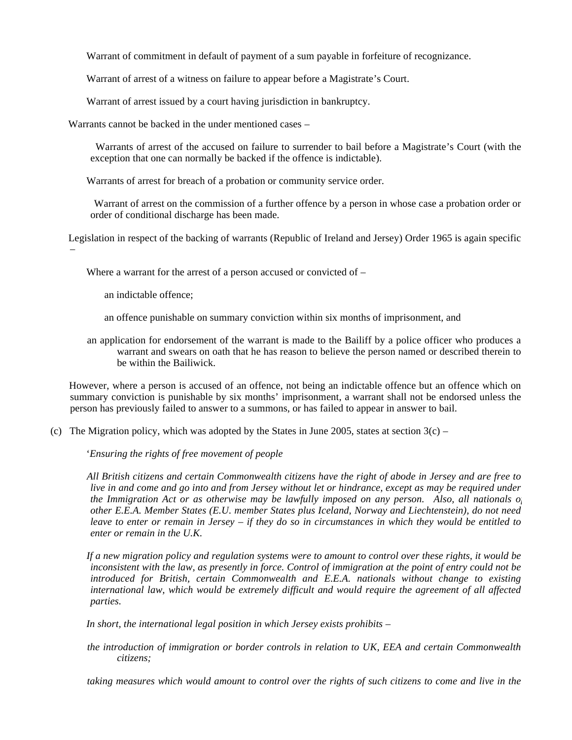Warrant of commitment in default of payment of a sum payable in forfeiture of recognizance.

Warrant of arrest of a witness on failure to appear before a Magistrate's Court.

Warrant of arrest issued by a court having jurisdiction in bankruptcy.

Warrants cannot be backed in the under mentioned cases –

Warrants of arrest of the accused on failure to surrender to bail before a Magistrate's Court (with the exception that one can normally be backed if the offence is indictable).

Warrants of arrest for breach of a probation or community service order.

Warrant of arrest on the commission of a further offence by a person in whose case a probation order or order of conditional discharge has been made.

Legislation in respect of the backing of warrants (Republic of Ireland and Jersey) Order 1965 is again specific –

Where a warrant for the arrest of a person accused or convicted of –

an indictable offence;

an offence punishable on summary conviction within six months of imprisonment, and

an application for endorsement of the warrant is made to the Bailiff by a police officer who produces a warrant and swears on oath that he has reason to believe the person named or described therein to be within the Bailiwick.

However, where a person is accused of an offence, not being an indictable offence but an offence which on summary conviction is punishable by six months' imprisonment, a warrant shall not be endorsed unless the person has previously failed to answer to a summons, or has failed to appear in answer to bail.

(c) The Migration policy, which was adopted by the States in June 2005, states at section 3(c) –

'*Ensuring the rights of free movement of people*

*All British citizens and certain Commonwealth citizens have the right of abode in Jersey and are free to live in and come and go into and from Jersey without let or hindrance, except as may be required under the Immigration Act or as otherwise may be lawfully imposed on any person. Also, all nationals of other E.E.A. Member States (E.U. member States plus Iceland, Norway and Liechtenstein), do not need leave to enter or remain in Jersey – if they do so in circumstances in which they would be entitled to enter or remain in the U.K.*

*If a new migration policy and regulation systems were to amount to control over these rights, it would be inconsistent with the law, as presently in force. Control of immigration at the point of entry could not be introduced for British, certain Commonwealth and E.E.A. nationals without change to existing international law, which would be extremely difficult and would require the agreement of all affected parties.*

*In short, the international legal position in which Jersey exists prohibits –*

*the introduction of immigration or border controls in relation to UK, EEA and certain Commonwealth citizens;*

*taking measures which would amount to control over the rights of such citizens to come and live in the*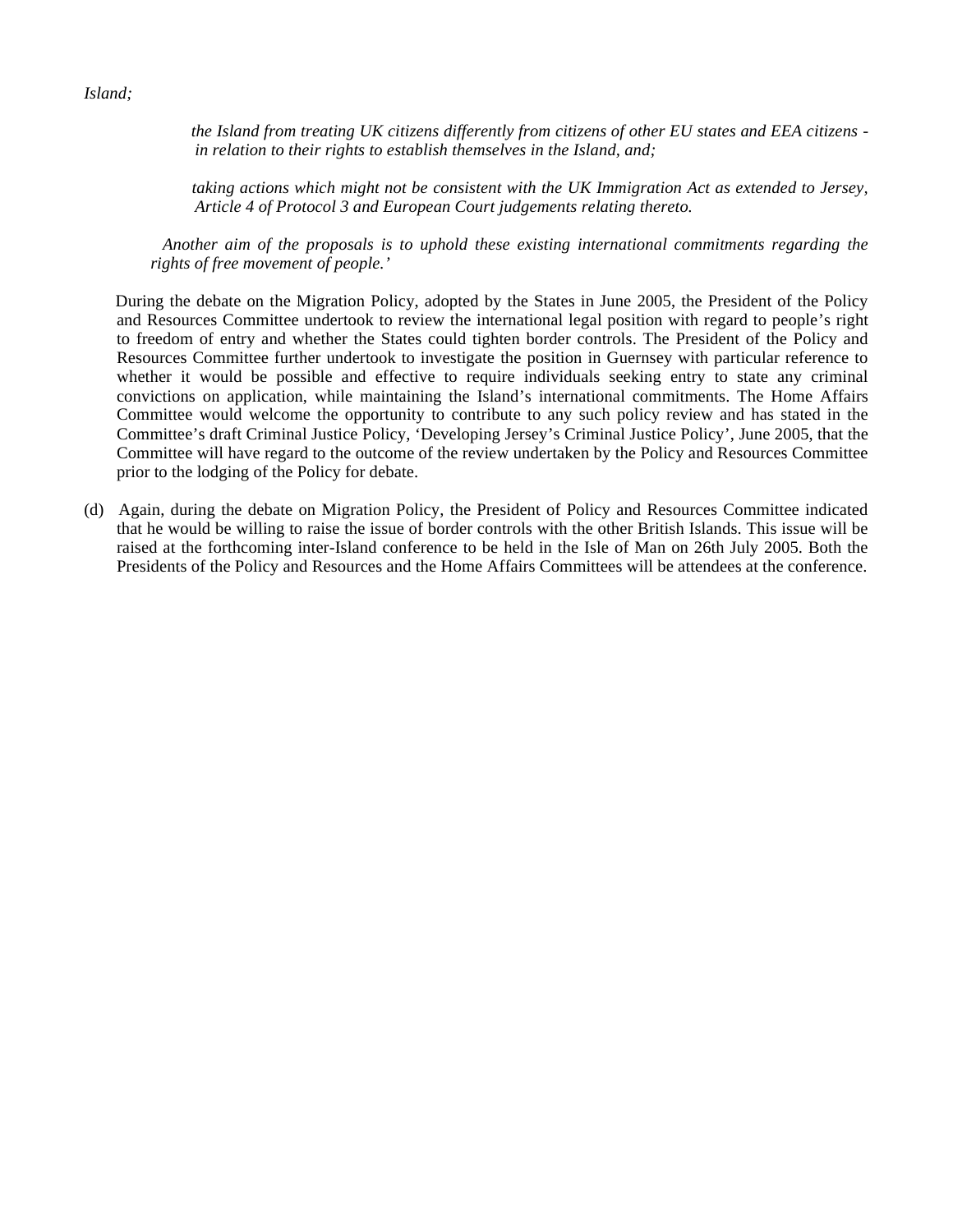*Island;*

*the Island from treating UK citizens differently from citizens of other EU states and EEA citizens - in relation to their rights to establish themselves in the Island, and;*

*taking actions which might not be consistent with the UK Immigration Act as extended to Jersey, Article 4 of Protocol 3 and European Court judgements relating thereto.*

*Another aim of the proposals is to uphold these existing international commitments regarding the rights of free movement of people.'*

During the debate on the Migration Policy, adopted by the States in June 2005, the President of the Policy and Resources Committee undertook to review the international legal position with regard to people's right to freedom of entry and whether the States could tighten border controls. The President of the Policy and Resources Committee further undertook to investigate the position in Guernsey with particular reference to whether it would be possible and effective to require individuals seeking entry to state any criminal convictions on application, while maintaining the Island's international commitments. The Home Affairs Committee would welcome the opportunity to contribute to any such policy review and has stated in the Committee's draft Criminal Justice Policy, 'Developing Jersey's Criminal Justice Policy', June 2005, that the Committee will have regard to the outcome of the review undertaken by the Policy and Resources Committee prior to the lodging of the Policy for debate.

(d) Again, during the debate on Migration Policy, the President of Policy and Resources Committee indicated that he would be willing to raise the issue of border controls with the other British Islands. This issue will be raised at the forthcoming inter-Island conference to be held in the Isle of Man on 26th July 2005. Both the Presidents of the Policy and Resources and the Home Affairs Committees will be attendees at the conference.